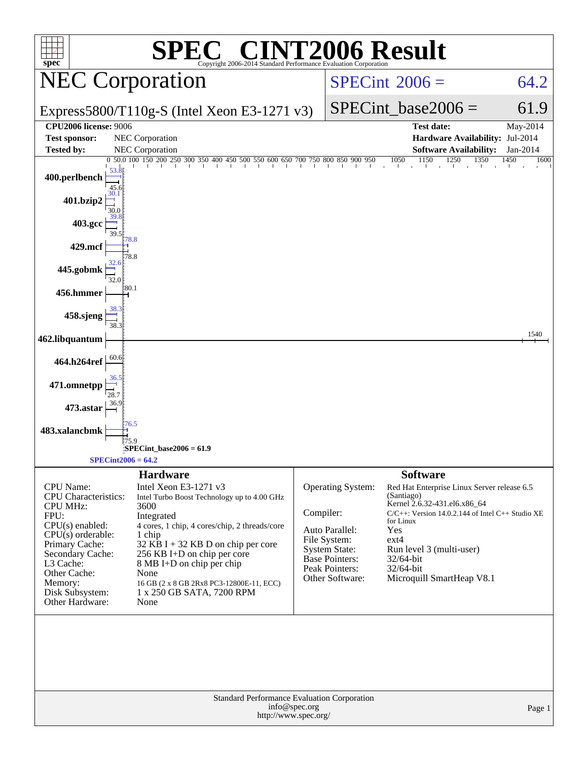# SPEC® CINT2006 Result

Copyright 2006-2014 Standard Performance Evaluation Corporation

## NEC Corporation

Express5800/T110g-S (Intel Xeon E3-1271 v3)

SPECint 2006 = 64.2

SPECint_base2006 = 61.9

| | | | |
|---|---|---|---|
| **CPU2006 license:** 9006 | | **Test date:** | May-2014 |
| **Test sponsor:** | NEC Corporation | **Hardware Availability:** | Jul-2014 |
| **Tested by:** | NEC Corporation | **Software Availability:** | Jan-2014 |

| Benchmark | Peak | Base |
|---|---|---|
| 400.perlbench | 53.8 | 45.6 |
| 401.bzip2 | 30.1 | 30.0 |
| 403.gcc | 39.8 | 39.5 |
| 429.mcf | 78.8 | 78.8 |
| 445.gobmk | 32.6 | 32.0 |
| 456.hmmer | | 80.1 |
| 458.sjeng | 38.3 | 38.3 |
| 462.libquantum | | 1540 |
| 464.h264ref | | 60.6 |
| 471.omnetpp | 36.5 | 28.7 |
| 473.astar | | 36.9 |
| 483.xalancbmk | 76.5 | 75.9 |

SPECint_base2006 = 61.9

SPECint2006 = 64.2

### Hardware

| | |
|---|---|
| CPU Name: | Intel Xeon E3-1271 v3 |
| CPU Characteristics: | Intel Turbo Boost Technology up to 4.00 GHz |
| CPU MHz: | 3600 |
| FPU: | Integrated |
| CPU(s) enabled: | 4 cores, 1 chip, 4 cores/chip, 2 threads/core |
| CPU(s) orderable: | 1 chip |
| Primary Cache: | 32 KB I + 32 KB D on chip per core |
| Secondary Cache: | 256 KB I+D on chip per core |
| L3 Cache: | 8 MB I+D on chip per chip |
| Other Cache: | None |
| Memory: | 16 GB (2 x 8 GB 2Rx8 PC3-12800E-11, ECC) |
| Disk Subsystem: | 1 x 250 GB SATA, 7200 RPM |
| Other Hardware: | None |

### Software

| | |
|---|---|
| Operating System: | Red Hat Enterprise Linux Server release 6.5 (Santiago) Kernel 2.6.32-431.el6.x86_64 |
| Compiler: | C/C++: Version 14.0.2.144 of Intel C++ Studio XE for Linux |
| Auto Parallel: | Yes |
| File System: | ext4 |
| System State: | Run level 3 (multi-user) |
| Base Pointers: | 32/64-bit |
| Peak Pointers: | 32/64-bit |
| Other Software: | Microquill SmartHeap V8.1 |

Standard Performance Evaluation Corporation
info@spec.org
http://www.spec.org/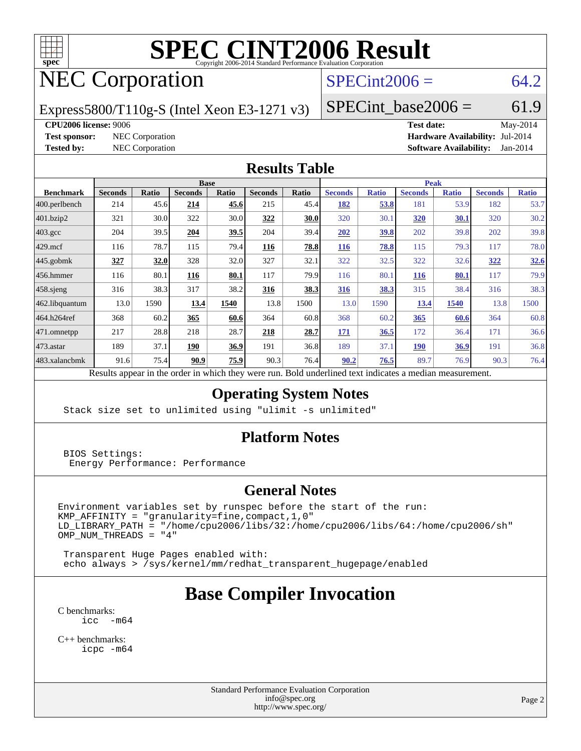# SPEC CINT2006 Result

Copyright 2006-2014 Standard Performance Evaluation Corporation

# NEC Corporation

Express5800/T110g-S (Intel Xeon E3-1271 v3)

SPECint2006 = 64.2

SPECint_base2006 = 61.9

**CPU2006 license:** 9006
**Test sponsor:** NEC Corporation
**Tested by:** NEC Corporation

**Test date:** May-2014
**Hardware Availability:** Jul-2014
**Software Availability:** Jan-2014

## Results Table

| Benchmark | Base | | | | | | Peak | | | | | |
|---|---|---|---|---|---|---|---|---|---|---|---|---|
| | Seconds | Ratio | Seconds | Ratio | Seconds | Ratio | Seconds | Ratio | Seconds | Ratio | Seconds | Ratio |
| 400.perlbench | 214 | 45.6 | **214** | **45.6** | 215 | 45.4 | **182** | **53.8** | 181 | 53.9 | 182 | 53.7 |
| 401.bzip2 | 321 | 30.0 | 322 | 30.0 | **322** | **30.0** | 320 | 30.1 | **320** | **30.1** | 320 | 30.2 |
| 403.gcc | 204 | 39.5 | **204** | **39.5** | 204 | 39.4 | **202** | **39.8** | 202 | 39.8 | 202 | 39.8 |
| 429.mcf | 116 | 78.7 | 115 | 79.4 | **116** | **78.8** | **116** | **78.8** | 115 | 79.3 | 117 | 78.0 |
| 445.gobmk | **327** | **32.0** | 328 | 32.0 | 327 | 32.1 | 322 | 32.5 | 322 | 32.6 | **322** | **32.6** |
| 456.hmmer | 116 | 80.1 | **116** | **80.1** | 117 | 79.9 | 116 | 80.1 | **116** | **80.1** | 117 | 79.9 |
| 458.sjeng | 316 | 38.3 | 317 | 38.2 | **316** | **38.3** | **316** | **38.3** | 315 | 38.4 | 316 | 38.3 |
| 462.libquantum | 13.0 | 1590 | **13.4** | **1540** | 13.8 | 1500 | 13.0 | 1590 | **13.4** | **1540** | 13.8 | 1500 |
| 464.h264ref | 368 | 60.2 | **365** | **60.6** | 364 | 60.8 | 368 | 60.2 | **365** | **60.6** | 364 | 60.8 |
| 471.omnetpp | 217 | 28.8 | 218 | 28.7 | **218** | **28.7** | **171** | **36.5** | 172 | 36.4 | 171 | 36.6 |
| 473.astar | 189 | 37.1 | **190** | **36.9** | 191 | 36.8 | 189 | 37.1 | **190** | **36.9** | 191 | 36.8 |
| 483.xalancbmk | 91.6 | 75.4 | **90.9** | **75.9** | 90.3 | 76.4 | **90.2** | **76.5** | 89.7 | 76.9 | 90.3 | 76.4 |

Results appear in the order in which they were run. Bold underlined text indicates a median measurement.

## Operating System Notes

```
Stack size set to unlimited using "ulimit -s unlimited"
```

## Platform Notes

```
BIOS Settings:
 Energy Performance: Performance
```

## General Notes

```
Environment variables set by runspec before the start of the run:
KMP_AFFINITY = "granularity=fine,compact,1,0"
LD_LIBRARY_PATH = "/home/cpu2006/libs/32:/home/cpu2006/libs/64:/home/cpu2006/sh"
OMP_NUM_THREADS = "4"

 Transparent Huge Pages enabled with:
 echo always > /sys/kernel/mm/redhat_transparent_hugepage/enabled
```

# Base Compiler Invocation

C benchmarks:
```
icc  -m64
```

C++ benchmarks:
```
icpc -m64
```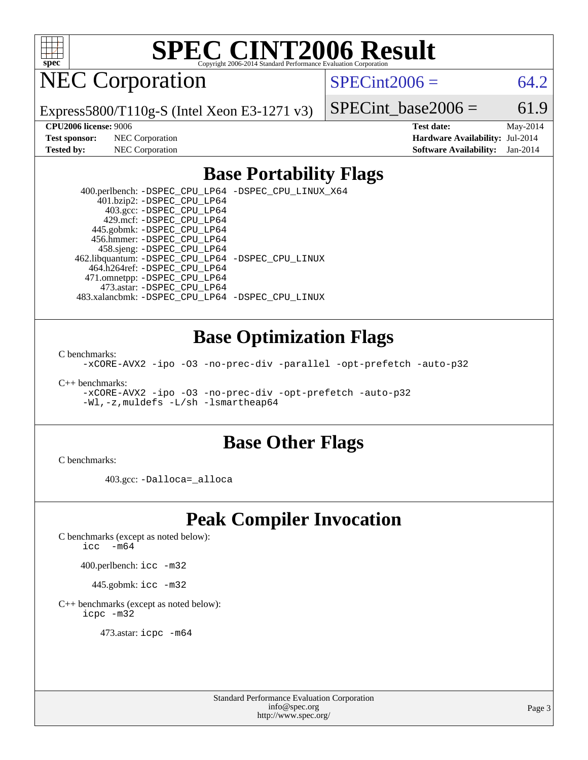# Base Portability Flags

400.perlbench: -DSPEC_CPU_LP64 -DSPEC_CPU_LINUX_X64
401.bzip2: -DSPEC_CPU_LP64
403.gcc: -DSPEC_CPU_LP64
429.mcf: -DSPEC_CPU_LP64
445.gobmk: -DSPEC_CPU_LP64
456.hmmer: -DSPEC_CPU_LP64
458.sjeng: -DSPEC_CPU_LP64
462.libquantum: -DSPEC_CPU_LP64 -DSPEC_CPU_LINUX
464.h264ref: -DSPEC_CPU_LP64
471.omnetpp: -DSPEC_CPU_LP64
473.astar: -DSPEC_CPU_LP64
483.xalancbmk: -DSPEC_CPU_LP64 -DSPEC_CPU_LINUX

# Base Optimization Flags

C benchmarks:
-xCORE-AVX2 -ipo -O3 -no-prec-div -parallel -opt-prefetch -auto-p32

C++ benchmarks:
-xCORE-AVX2 -ipo -O3 -no-prec-div -opt-prefetch -auto-p32
-Wl,-z,muldefs -L/sh -lsmartheap64

# Base Other Flags

C benchmarks:

403.gcc: -Dalloca=_alloca

# Peak Compiler Invocation

C benchmarks (except as noted below):
icc -m64

400.perlbench: icc -m32

445.gobmk: icc -m32

C++ benchmarks (except as noted below):
icpc -m32

473.astar: icpc -m64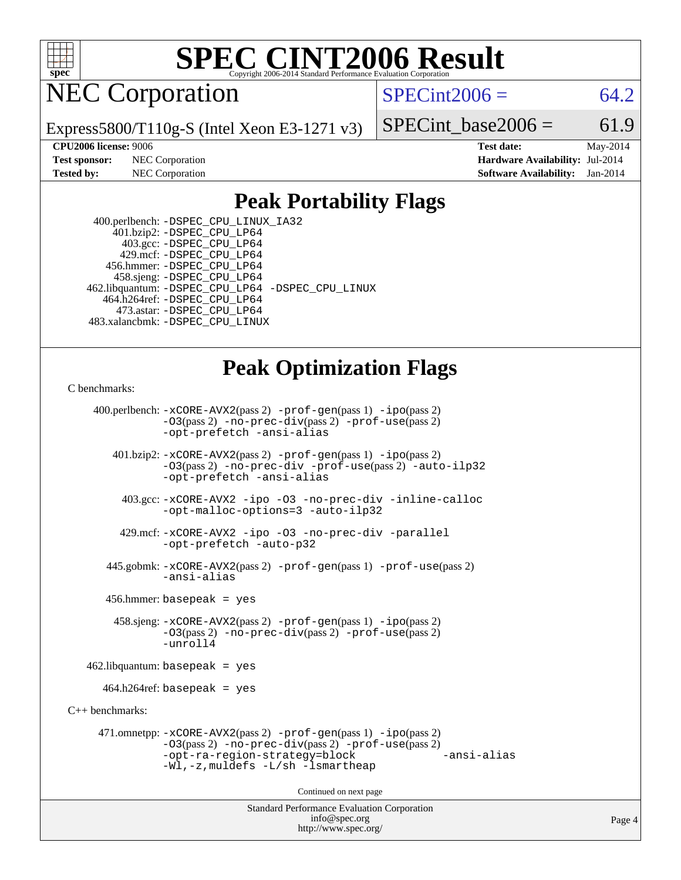# SPEC CINT2006 Result

Copyright 2006-2014 Standard Performance Evaluation Corporation

## NEC Corporation

Express5800/T110g-S (Intel Xeon E3-1271 v3)

SPECint2006 = 64.2

SPECint_base2006 = 61.9

**CPU2006 license:** 9006
**Test sponsor:** NEC Corporation
**Tested by:** NEC Corporation

**Test date:** May-2014
**Hardware Availability:** Jul-2014
**Software Availability:** Jan-2014

## Peak Portability Flags

400.perlbench: -DSPEC_CPU_LINUX_IA32
401.bzip2: -DSPEC_CPU_LP64
403.gcc: -DSPEC_CPU_LP64
429.mcf: -DSPEC_CPU_LP64
456.hmmer: -DSPEC_CPU_LP64
458.sjeng: -DSPEC_CPU_LP64
462.libquantum: -DSPEC_CPU_LP64 -DSPEC_CPU_LINUX
464.h264ref: -DSPEC_CPU_LP64
473.astar: -DSPEC_CPU_LP64
483.xalancbmk: -DSPEC_CPU_LINUX

## Peak Optimization Flags

C benchmarks:

400.perlbench: -xCORE-AVX2(pass 2) -prof-gen(pass 1) -ipo(pass 2) -O3(pass 2) -no-prec-div(pass 2) -prof-use(pass 2) -opt-prefetch -ansi-alias

401.bzip2: -xCORE-AVX2(pass 2) -prof-gen(pass 1) -ipo(pass 2) -O3(pass 2) -no-prec-div -prof-use(pass 2) -auto-ilp32 -opt-prefetch -ansi-alias

403.gcc: -xCORE-AVX2 -ipo -O3 -no-prec-div -inline-calloc -opt-malloc-options=3 -auto-ilp32

429.mcf: -xCORE-AVX2 -ipo -O3 -no-prec-div -parallel -opt-prefetch -auto-p32

445.gobmk: -xCORE-AVX2(pass 2) -prof-gen(pass 1) -prof-use(pass 2) -ansi-alias

456.hmmer: basepeak = yes

458.sjeng: -xCORE-AVX2(pass 2) -prof-gen(pass 1) -ipo(pass 2) -O3(pass 2) -no-prec-div(pass 2) -prof-use(pass 2) -unroll4

462.libquantum: basepeak = yes

464.h264ref: basepeak = yes

C++ benchmarks:

471.omnetpp: -xCORE-AVX2(pass 2) -prof-gen(pass 1) -ipo(pass 2) -O3(pass 2) -no-prec-div(pass 2) -prof-use(pass 2) -opt-ra-region-strategy=block -ansi-alias -Wl,-z,muldefs -L/sh -lsmartheap

Continued on next page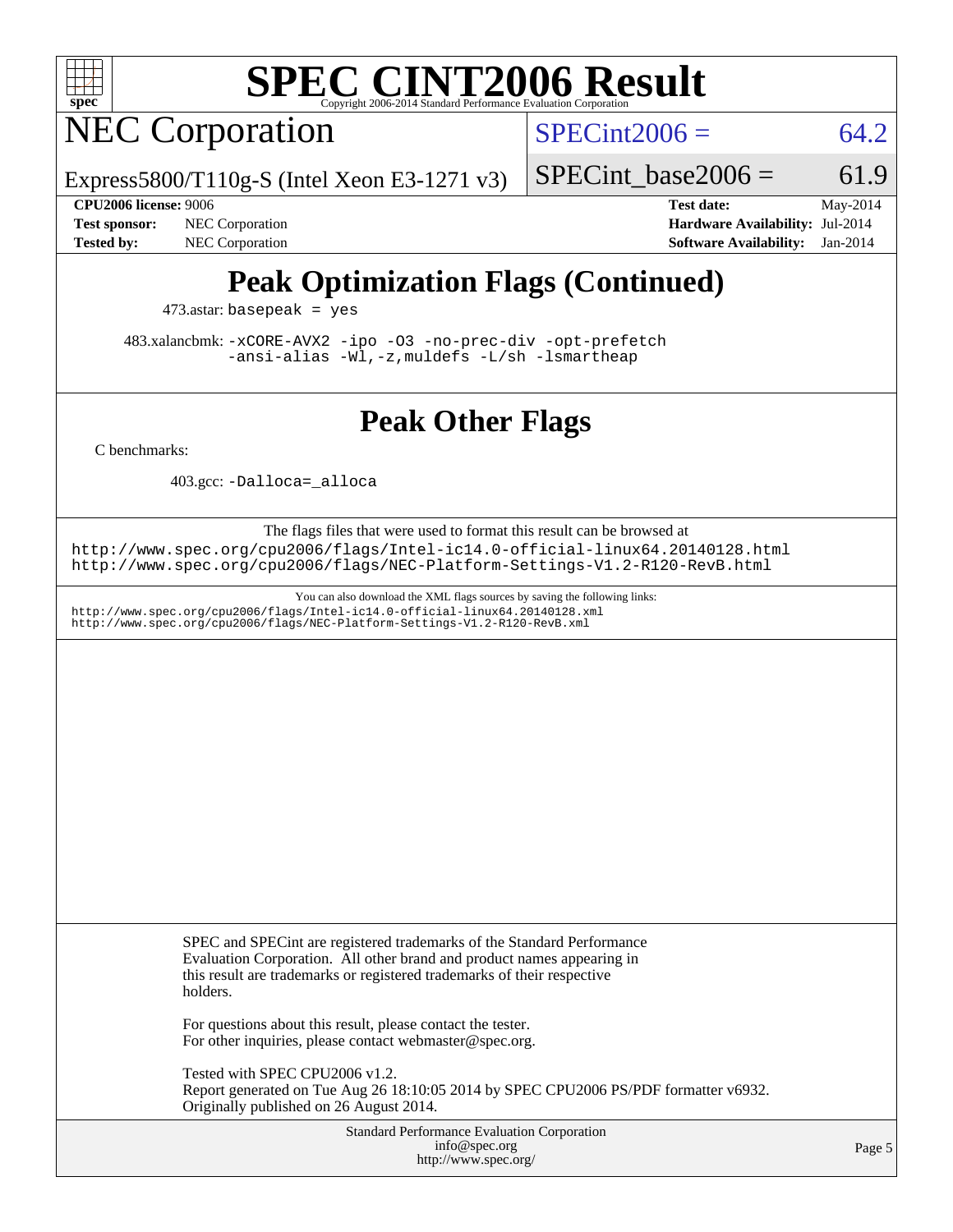# SPEC CINT2006 Result

Copyright 2006-2014 Standard Performance Evaluation Corporation

## NEC Corporation

Express5800/T110g-S (Intel Xeon E3-1271 v3)

SPECint2006 = 64.2

SPECint_base2006 = 61.9

**CPU2006 license:** 9006
**Test sponsor:** NEC Corporation
**Tested by:** NEC Corporation

**Test date:** May-2014
**Hardware Availability:** Jul-2014
**Software Availability:** Jan-2014

## Peak Optimization Flags (Continued)

473.astar: basepeak = yes

483.xalancbmk: -xCORE-AVX2 -ipo -O3 -no-prec-div -opt-prefetch -ansi-alias -Wl,-z,muldefs -L/sh -lsmartheap

## Peak Other Flags

C benchmarks:

403.gcc: -Dalloca=_alloca

The flags files that were used to format this result can be browsed at
http://www.spec.org/cpu2006/flags/Intel-ic14.0-official-linux64.20140128.html
http://www.spec.org/cpu2006/flags/NEC-Platform-Settings-V1.2-R120-RevB.html

You can also download the XML flags sources by saving the following links:
http://www.spec.org/cpu2006/flags/Intel-ic14.0-official-linux64.20140128.xml
http://www.spec.org/cpu2006/flags/NEC-Platform-Settings-V1.2-R120-RevB.xml

SPEC and SPECint are registered trademarks of the Standard Performance Evaluation Corporation. All other brand and product names appearing in this result are trademarks or registered trademarks of their respective holders.

For questions about this result, please contact the tester.
For other inquiries, please contact webmaster@spec.org.

Tested with SPEC CPU2006 v1.2.
Report generated on Tue Aug 26 18:10:05 2014 by SPEC CPU2006 PS/PDF formatter v6932.
Originally published on 26 August 2014.

Standard Performance Evaluation Corporation
info@spec.org
http://www.spec.org/